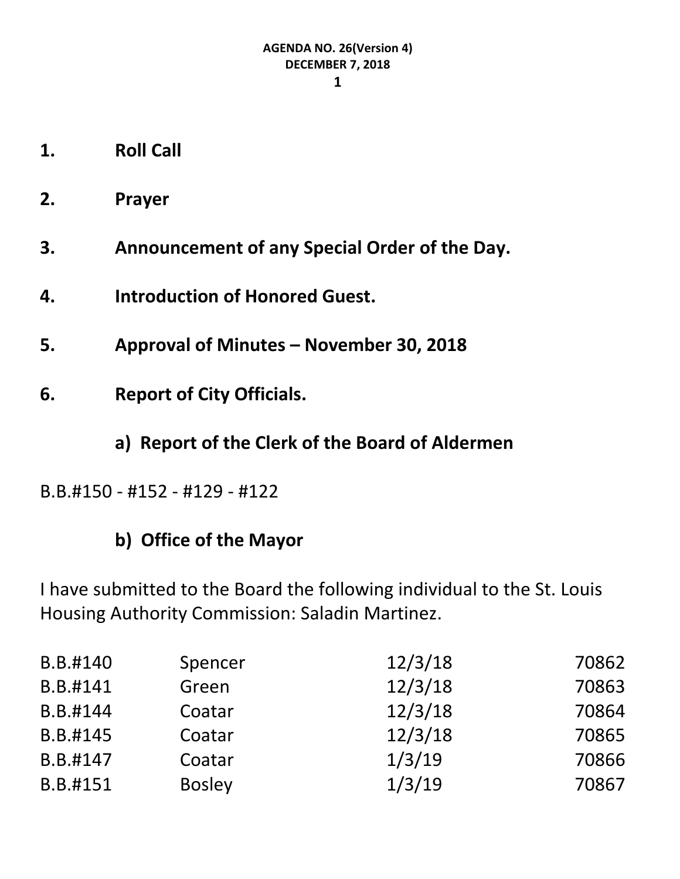**AGENDA NO. 26(Version 4)**
**DECEMBER 7, 2018**

1. **Roll Call**

2. **Prayer**

3. **Announcement of any Special Order of the Day.**

4. **Introduction of Honored Guest.**

5. **Approval of Minutes – November 30, 2018**

6. **Report of City Officials.**

### a) Report of the Clerk of the Board of Aldermen

B.B.#150 - #152 - #129 - #122

### b) Office of the Mayor

I have submitted to the Board the following individual to the St. Louis Housing Authority Commission: Saladin Martinez.

| | | | |
|---|---|---|---|
| B.B.#140 | Spencer | 12/3/18 | 70862 |
| B.B.#141 | Green | 12/3/18 | 70863 |
| B.B.#144 | Coatar | 12/3/18 | 70864 |
| B.B.#145 | Coatar | 12/3/18 | 70865 |
| B.B.#147 | Coatar | 1/3/19 | 70866 |
| B.B.#151 | Bosley | 1/3/19 | 70867 |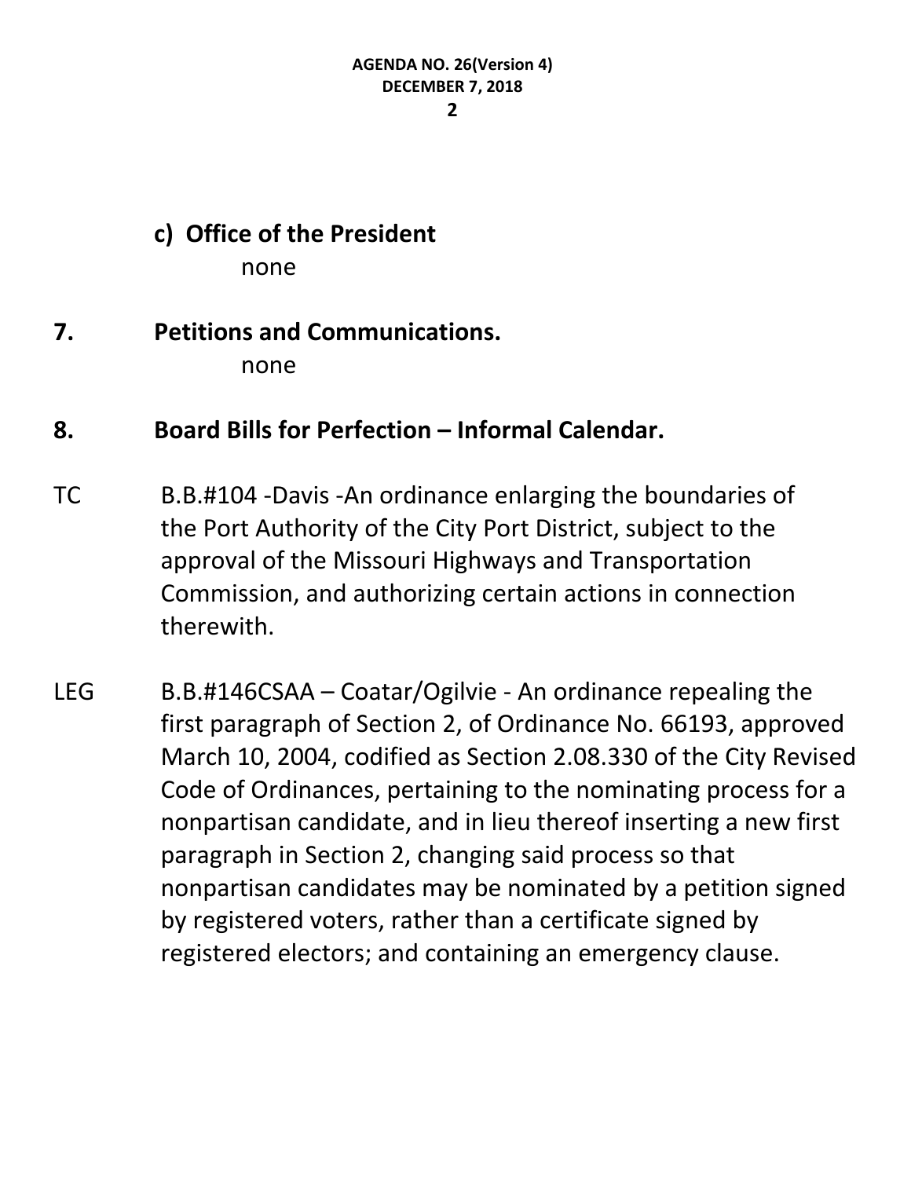**c) Office of the President**

none

**7. Petitions and Communications.**

none

**8. Board Bills for Perfection – Informal Calendar.**

TC B.B.#104 -Davis -An ordinance enlarging the boundaries of the Port Authority of the City Port District, subject to the approval of the Missouri Highways and Transportation Commission, and authorizing certain actions in connection therewith.

LEG B.B.#146CSAA – Coatar/Ogilvie - An ordinance repealing the first paragraph of Section 2, of Ordinance No. 66193, approved March 10, 2004, codified as Section 2.08.330 of the City Revised Code of Ordinances, pertaining to the nominating process for a nonpartisan candidate, and in lieu thereof inserting a new first paragraph in Section 2, changing said process so that nonpartisan candidates may be nominated by a petition signed by registered voters, rather than a certificate signed by registered electors; and containing an emergency clause.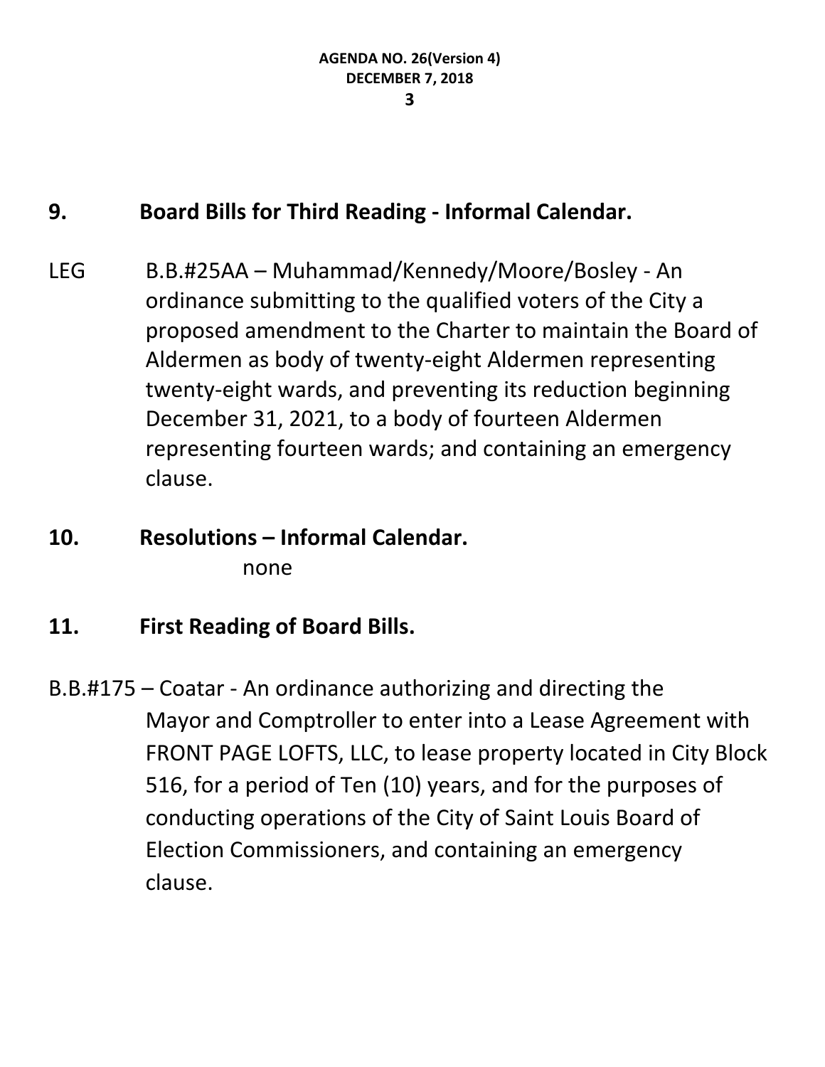## 9. Board Bills for Third Reading - Informal Calendar.

LEG B.B.#25AA – Muhammad/Kennedy/Moore/Bosley - An ordinance submitting to the qualified voters of the City a proposed amendment to the Charter to maintain the Board of Aldermen as body of twenty-eight Aldermen representing twenty-eight wards, and preventing its reduction beginning December 31, 2021, to a body of fourteen Aldermen representing fourteen wards; and containing an emergency clause.

## 10. Resolutions – Informal Calendar.

none

## 11. First Reading of Board Bills.

B.B.#175 – Coatar - An ordinance authorizing and directing the Mayor and Comptroller to enter into a Lease Agreement with FRONT PAGE LOFTS, LLC, to lease property located in City Block 516, for a period of Ten (10) years, and for the purposes of conducting operations of the City of Saint Louis Board of Election Commissioners, and containing an emergency clause.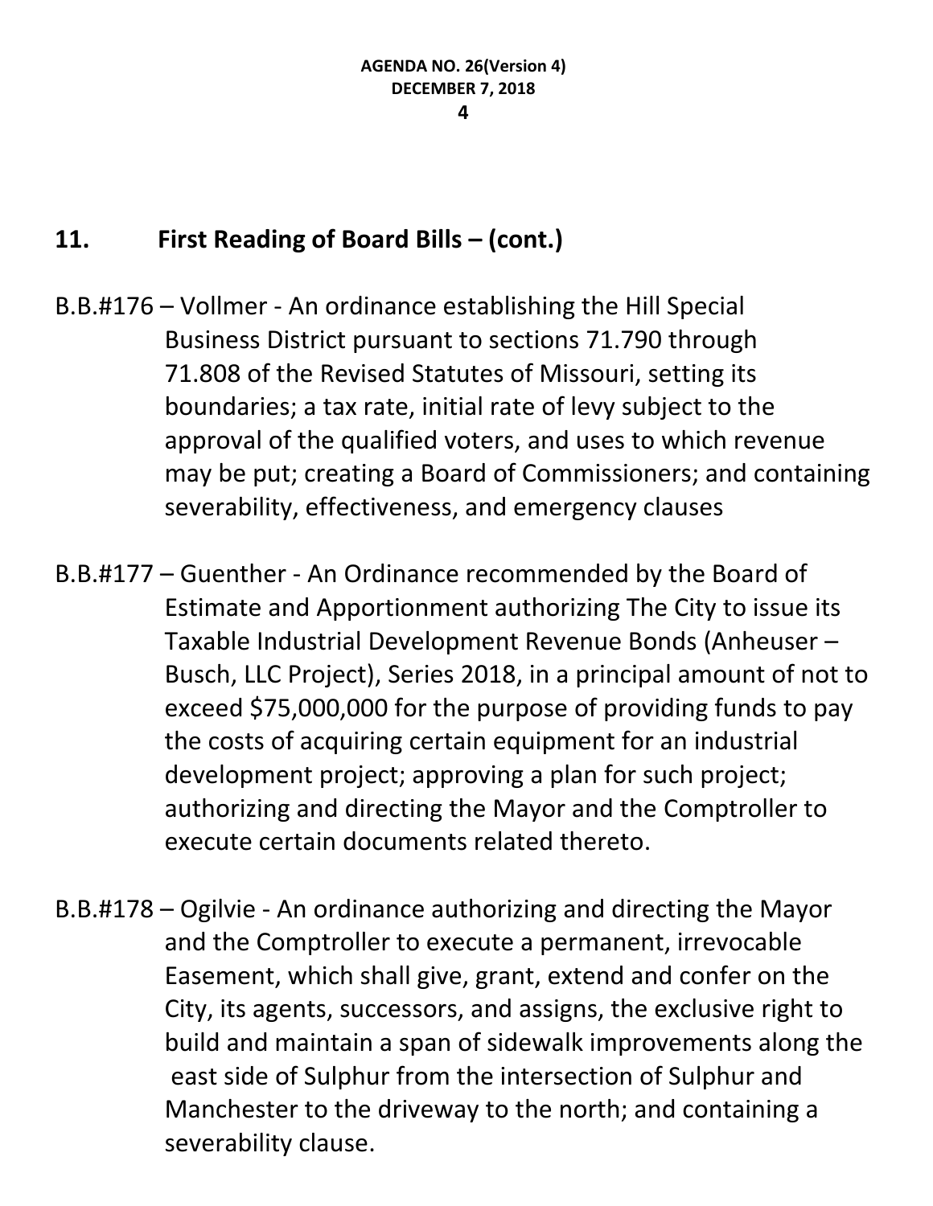## 11. First Reading of Board Bills – (cont.)

B.B.#176 – Vollmer - An ordinance establishing the Hill Special Business District pursuant to sections 71.790 through 71.808 of the Revised Statutes of Missouri, setting its boundaries; a tax rate, initial rate of levy subject to the approval of the qualified voters, and uses to which revenue may be put; creating a Board of Commissioners; and containing severability, effectiveness, and emergency clauses

B.B.#177 – Guenther - An Ordinance recommended by the Board of Estimate and Apportionment authorizing The City to issue its Taxable Industrial Development Revenue Bonds (Anheuser – Busch, LLC Project), Series 2018, in a principal amount of not to exceed $75,000,000 for the purpose of providing funds to pay the costs of acquiring certain equipment for an industrial development project; approving a plan for such project; authorizing and directing the Mayor and the Comptroller to execute certain documents related thereto.

B.B.#178 – Ogilvie - An ordinance authorizing and directing the Mayor and the Comptroller to execute a permanent, irrevocable Easement, which shall give, grant, extend and confer on the City, its agents, successors, and assigns, the exclusive right to build and maintain a span of sidewalk improvements along the east side of Sulphur from the intersection of Sulphur and Manchester to the driveway to the north; and containing a severability clause.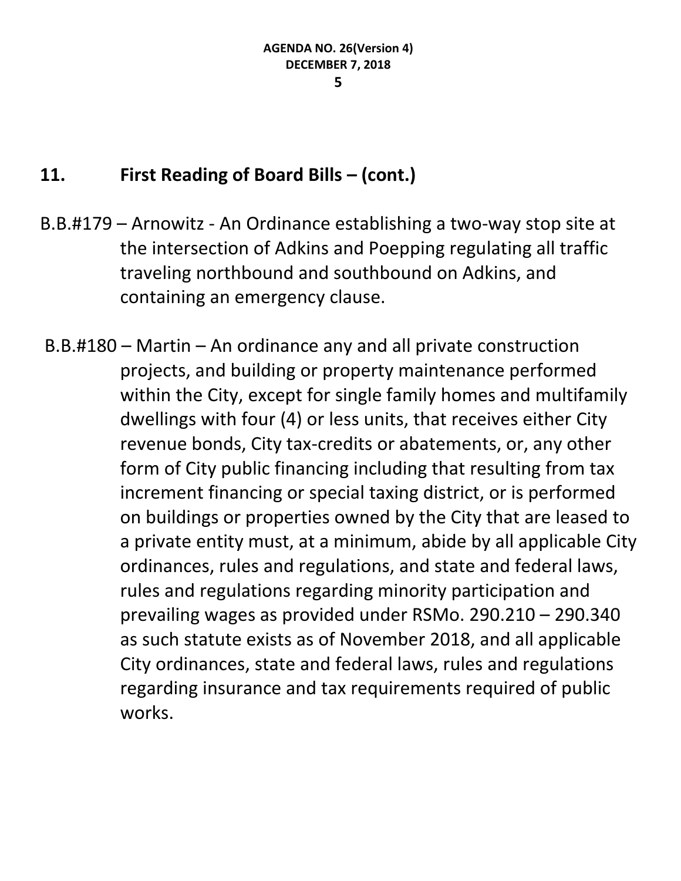## 11. First Reading of Board Bills – (cont.)

B.B.#179 – Arnowitz - An Ordinance establishing a two-way stop site at the intersection of Adkins and Poepping regulating all traffic traveling northbound and southbound on Adkins, and containing an emergency clause.

B.B.#180 – Martin – An ordinance any and all private construction projects, and building or property maintenance performed within the City, except for single family homes and multifamily dwellings with four (4) or less units, that receives either City revenue bonds, City tax-credits or abatements, or, any other form of City public financing including that resulting from tax increment financing or special taxing district, or is performed on buildings or properties owned by the City that are leased to a private entity must, at a minimum, abide by all applicable City ordinances, rules and regulations, and state and federal laws, rules and regulations regarding minority participation and prevailing wages as provided under RSMo. 290.210 – 290.340 as such statute exists as of November 2018, and all applicable City ordinances, state and federal laws, rules and regulations regarding insurance and tax requirements required of public works.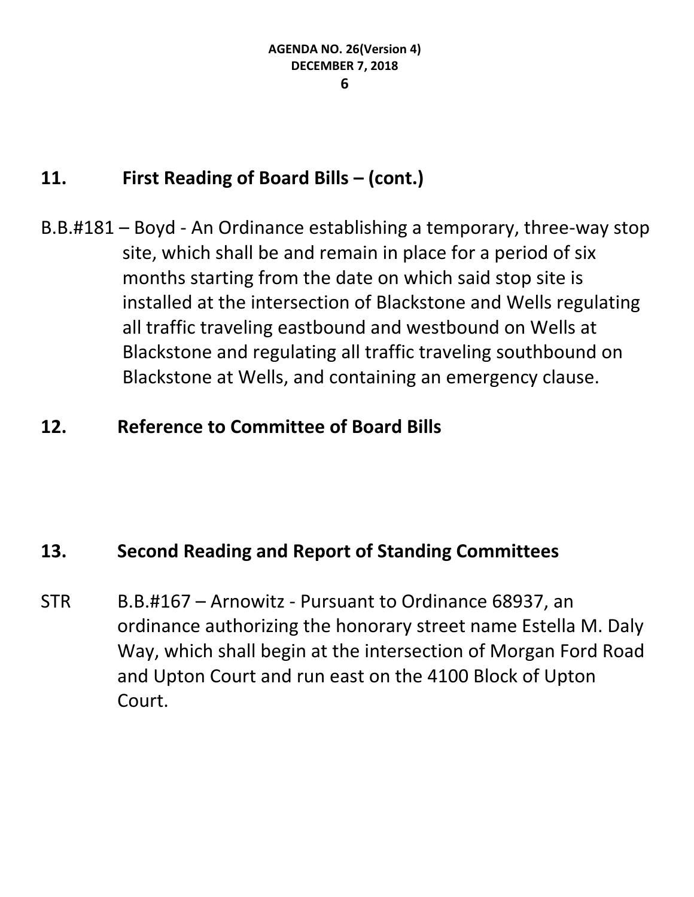## 11. First Reading of Board Bills – (cont.)

B.B.#181 – Boyd - An Ordinance establishing a temporary, three-way stop site, which shall be and remain in place for a period of six months starting from the date on which said stop site is installed at the intersection of Blackstone and Wells regulating all traffic traveling eastbound and westbound on Wells at Blackstone and regulating all traffic traveling southbound on Blackstone at Wells, and containing an emergency clause.

## 12. Reference to Committee of Board Bills

## 13. Second Reading and Report of Standing Committees

STR B.B.#167 – Arnowitz - Pursuant to Ordinance 68937, an ordinance authorizing the honorary street name Estella M. Daly Way, which shall begin at the intersection of Morgan Ford Road and Upton Court and run east on the 4100 Block of Upton Court.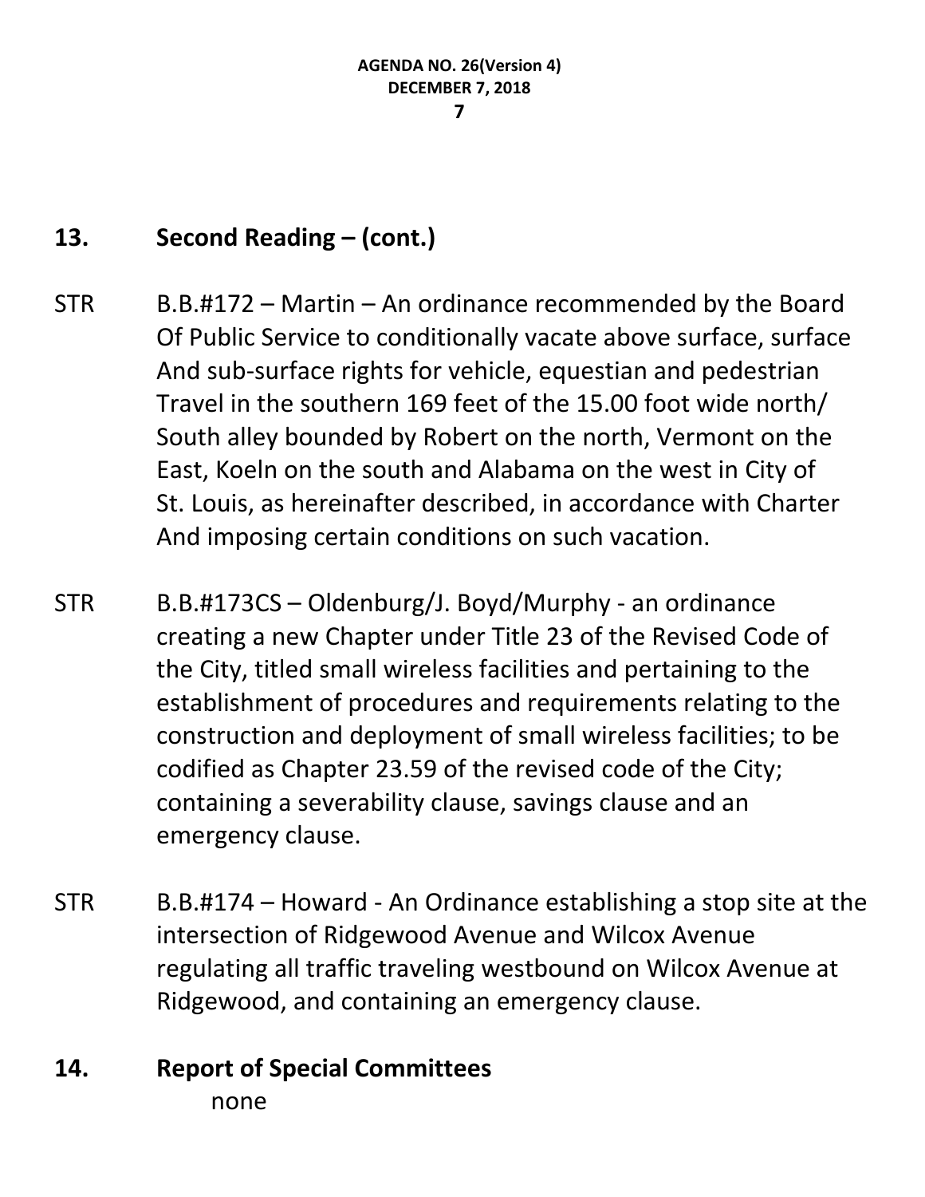## 13. Second Reading – (cont.)

STR B.B.#172 – Martin – An ordinance recommended by the Board Of Public Service to conditionally vacate above surface, surface And sub-surface rights for vehicle, equestian and pedestrian Travel in the southern 169 feet of the 15.00 foot wide north/ South alley bounded by Robert on the north, Vermont on the East, Koeln on the south and Alabama on the west in City of St. Louis, as hereinafter described, in accordance with Charter And imposing certain conditions on such vacation.

STR B.B.#173CS – Oldenburg/J. Boyd/Murphy - an ordinance creating a new Chapter under Title 23 of the Revised Code of the City, titled small wireless facilities and pertaining to the establishment of procedures and requirements relating to the construction and deployment of small wireless facilities; to be codified as Chapter 23.59 of the revised code of the City; containing a severability clause, savings clause and an emergency clause.

STR B.B.#174 – Howard - An Ordinance establishing a stop site at the intersection of Ridgewood Avenue and Wilcox Avenue regulating all traffic traveling westbound on Wilcox Avenue at Ridgewood, and containing an emergency clause.

## 14. Report of Special Committees

none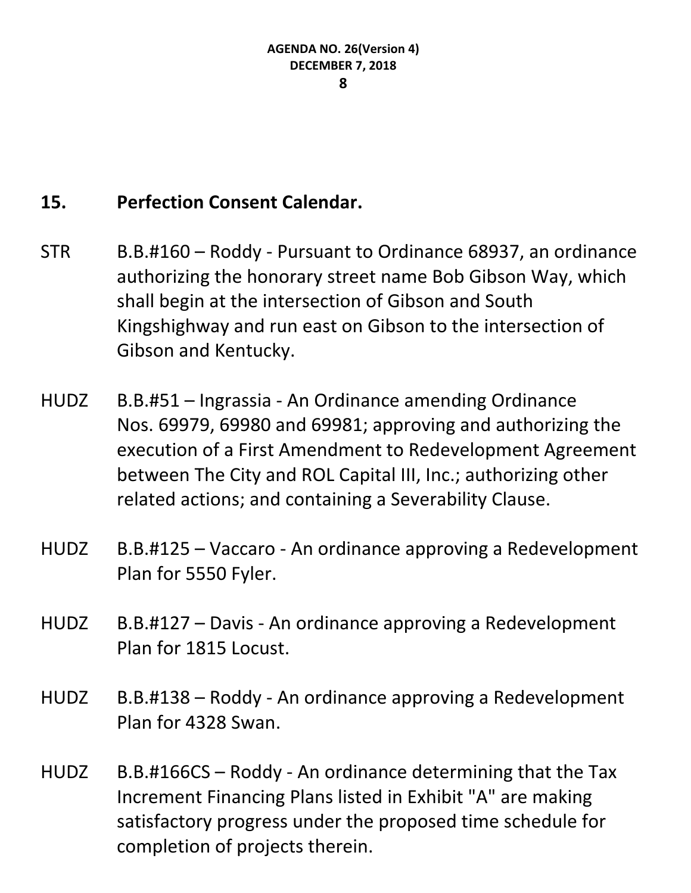## 15. Perfection Consent Calendar.

STR B.B.#160 – Roddy - Pursuant to Ordinance 68937, an ordinance authorizing the honorary street name Bob Gibson Way, which shall begin at the intersection of Gibson and South Kingshighway and run east on Gibson to the intersection of Gibson and Kentucky.

HUDZ B.B.#51 – Ingrassia - An Ordinance amending Ordinance Nos. 69979, 69980 and 69981; approving and authorizing the execution of a First Amendment to Redevelopment Agreement between The City and ROL Capital III, Inc.; authorizing other related actions; and containing a Severability Clause.

HUDZ B.B.#125 – Vaccaro - An ordinance approving a Redevelopment Plan for 5550 Fyler.

HUDZ B.B.#127 – Davis - An ordinance approving a Redevelopment Plan for 1815 Locust.

HUDZ B.B.#138 – Roddy - An ordinance approving a Redevelopment Plan for 4328 Swan.

HUDZ B.B.#166CS – Roddy - An ordinance determining that the Tax Increment Financing Plans listed in Exhibit "A" are making satisfactory progress under the proposed time schedule for completion of projects therein.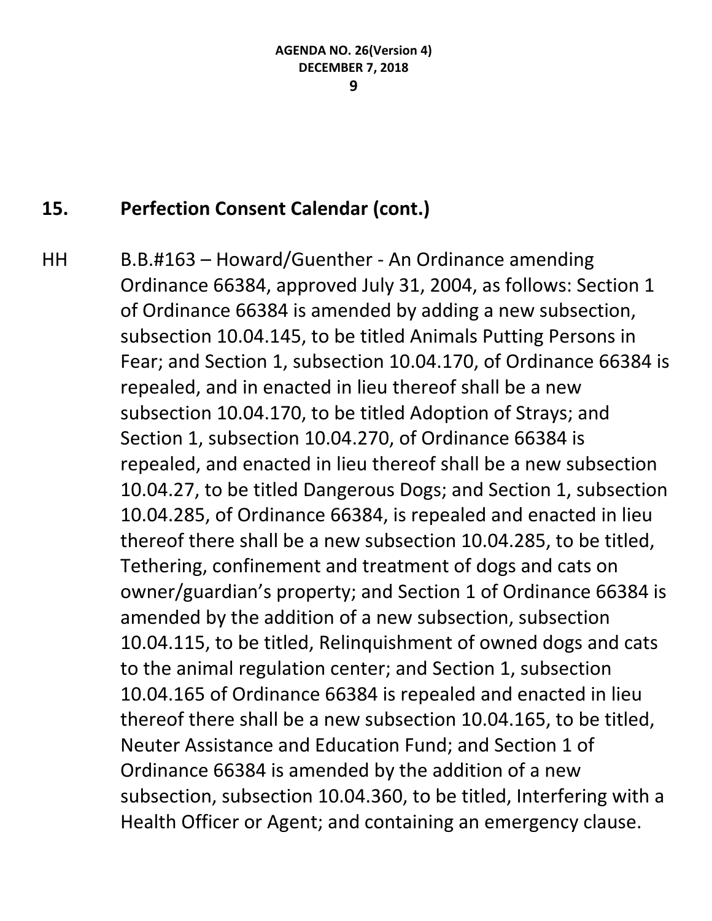## 15. Perfection Consent Calendar (cont.)

HH B.B.#163 – Howard/Guenther - An Ordinance amending Ordinance 66384, approved July 31, 2004, as follows: Section 1 of Ordinance 66384 is amended by adding a new subsection, subsection 10.04.145, to be titled Animals Putting Persons in Fear; and Section 1, subsection 10.04.170, of Ordinance 66384 is repealed, and in enacted in lieu thereof shall be a new subsection 10.04.170, to be titled Adoption of Strays; and Section 1, subsection 10.04.270, of Ordinance 66384 is repealed, and enacted in lieu thereof shall be a new subsection 10.04.27, to be titled Dangerous Dogs; and Section 1, subsection 10.04.285, of Ordinance 66384, is repealed and enacted in lieu thereof there shall be a new subsection 10.04.285, to be titled, Tethering, confinement and treatment of dogs and cats on owner/guardian's property; and Section 1 of Ordinance 66384 is amended by the addition of a new subsection, subsection 10.04.115, to be titled, Relinquishment of owned dogs and cats to the animal regulation center; and Section 1, subsection 10.04.165 of Ordinance 66384 is repealed and enacted in lieu thereof there shall be a new subsection 10.04.165, to be titled, Neuter Assistance and Education Fund; and Section 1 of Ordinance 66384 is amended by the addition of a new subsection, subsection 10.04.360, to be titled, Interfering with a Health Officer or Agent; and containing an emergency clause.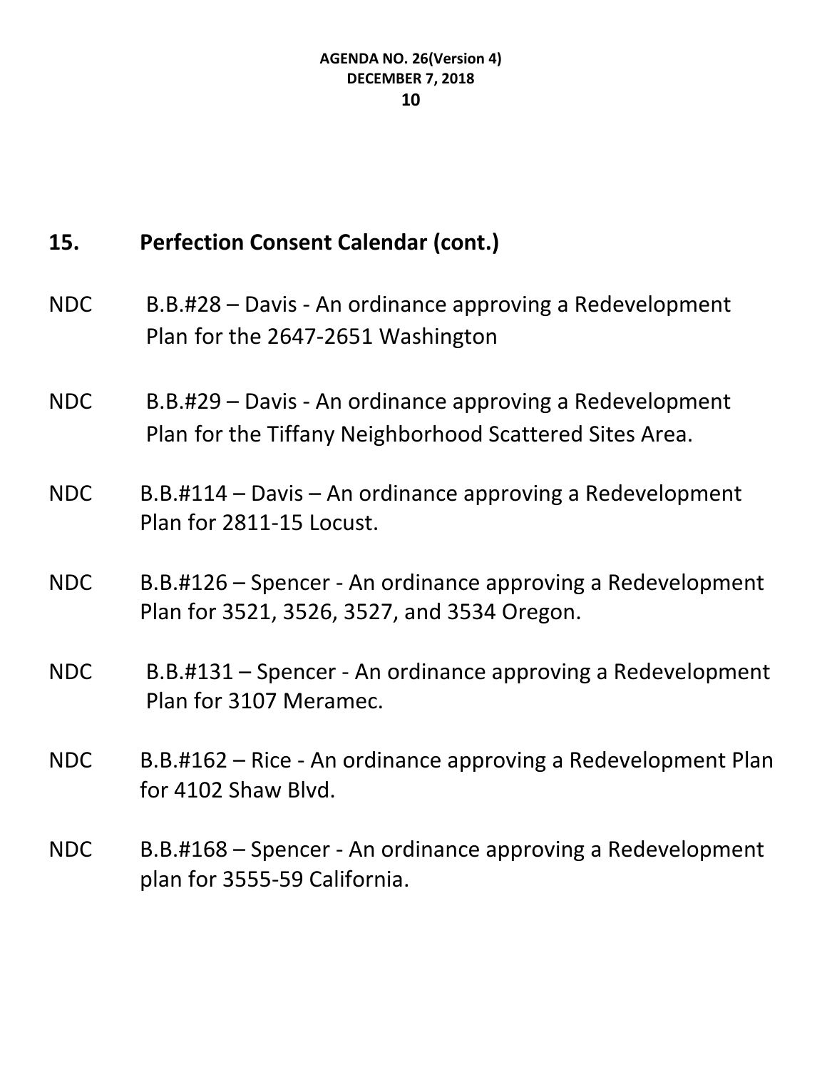## 15. Perfection Consent Calendar (cont.)

NDC B.B.#28 – Davis - An ordinance approving a Redevelopment Plan for the 2647-2651 Washington

NDC B.B.#29 – Davis - An ordinance approving a Redevelopment Plan for the Tiffany Neighborhood Scattered Sites Area.

NDC B.B.#114 – Davis – An ordinance approving a Redevelopment Plan for 2811-15 Locust.

NDC B.B.#126 – Spencer - An ordinance approving a Redevelopment Plan for 3521, 3526, 3527, and 3534 Oregon.

NDC B.B.#131 – Spencer - An ordinance approving a Redevelopment Plan for 3107 Meramec.

NDC B.B.#162 – Rice - An ordinance approving a Redevelopment Plan for 4102 Shaw Blvd.

NDC B.B.#168 – Spencer - An ordinance approving a Redevelopment plan for 3555-59 California.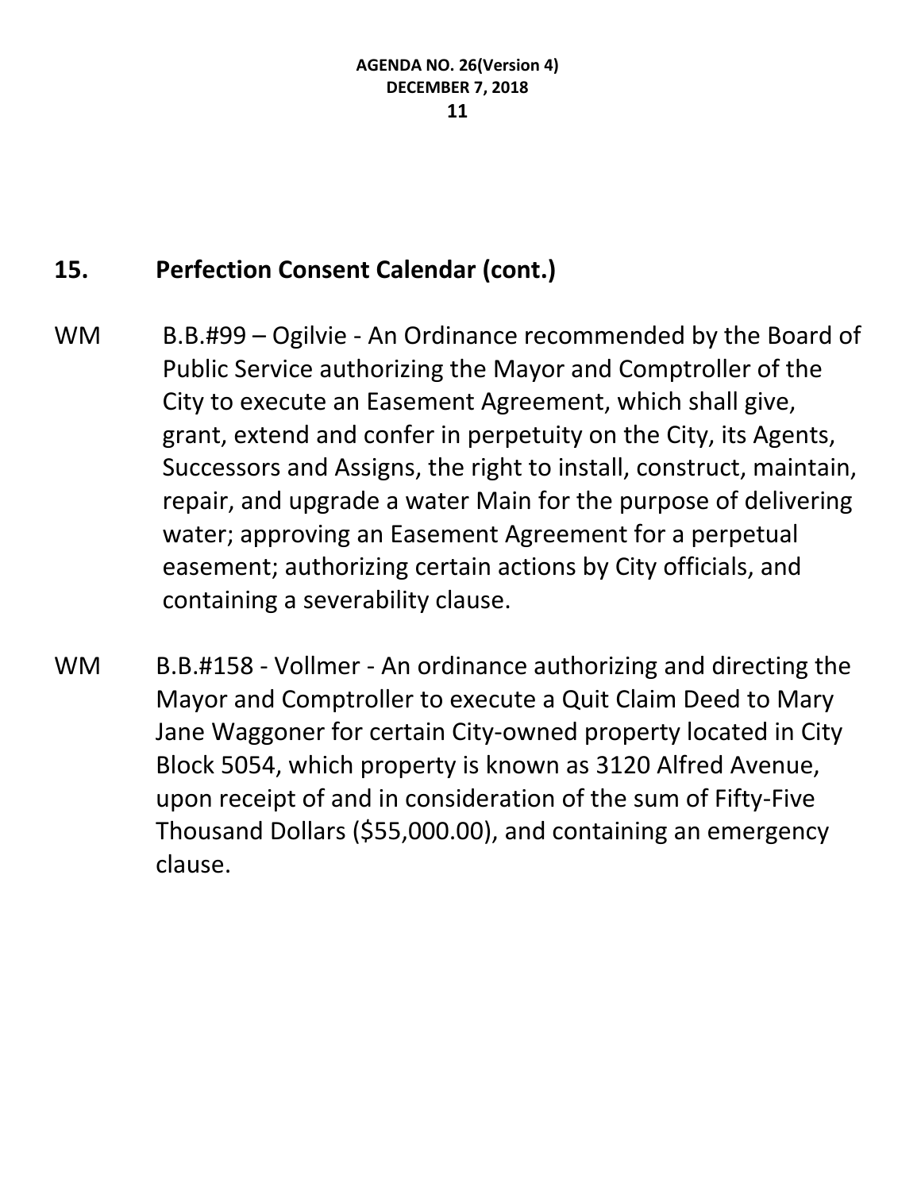## 15. Perfection Consent Calendar (cont.)

WM B.B.#99 – Ogilvie - An Ordinance recommended by the Board of Public Service authorizing the Mayor and Comptroller of the City to execute an Easement Agreement, which shall give, grant, extend and confer in perpetuity on the City, its Agents, Successors and Assigns, the right to install, construct, maintain, repair, and upgrade a water Main for the purpose of delivering water; approving an Easement Agreement for a perpetual easement; authorizing certain actions by City officials, and containing a severability clause.

WM B.B.#158 - Vollmer - An ordinance authorizing and directing the Mayor and Comptroller to execute a Quit Claim Deed to Mary Jane Waggoner for certain City-owned property located in City Block 5054, which property is known as 3120 Alfred Avenue, upon receipt of and in consideration of the sum of Fifty-Five Thousand Dollars ($55,000.00), and containing an emergency clause.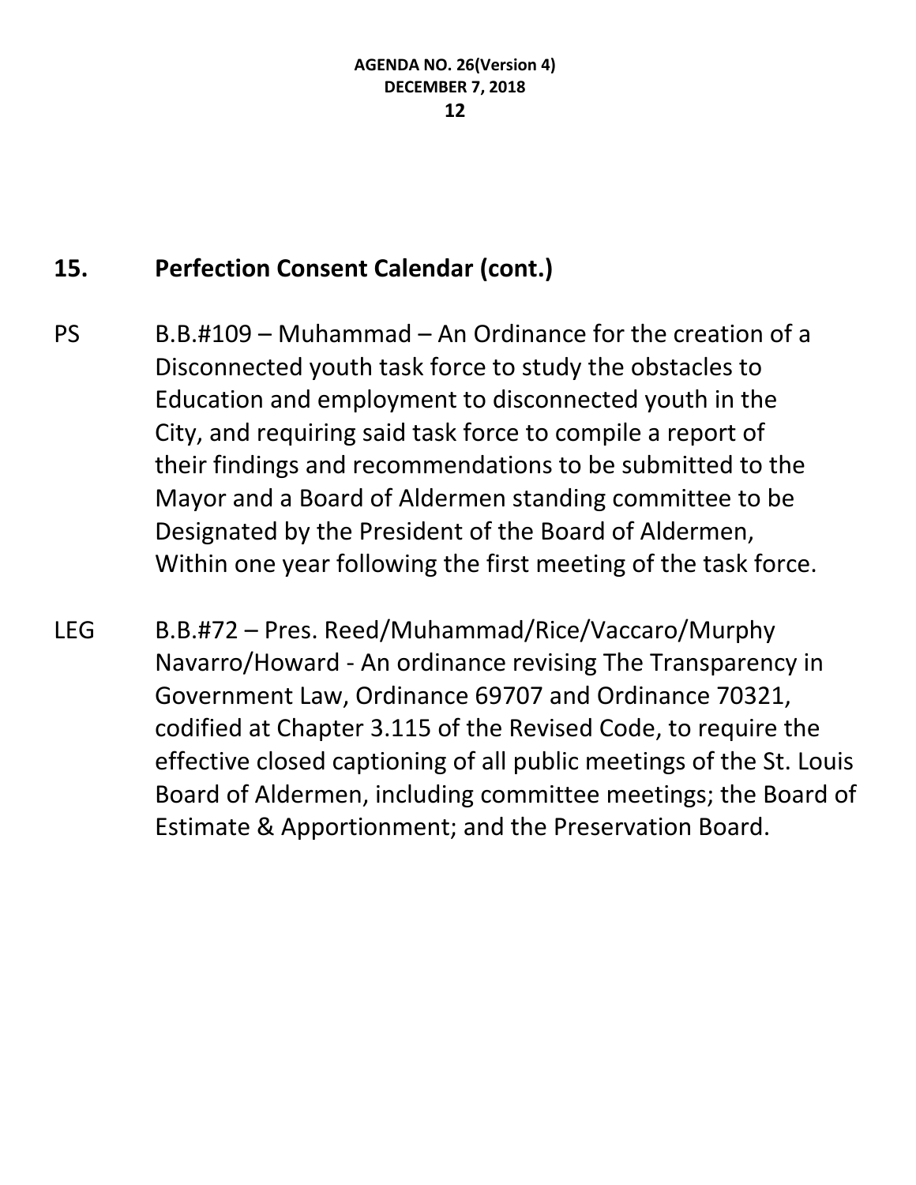## 15. Perfection Consent Calendar (cont.)

PS B.B.#109 – Muhammad – An Ordinance for the creation of a Disconnected youth task force to study the obstacles to Education and employment to disconnected youth in the City, and requiring said task force to compile a report of their findings and recommendations to be submitted to the Mayor and a Board of Aldermen standing committee to be Designated by the President of the Board of Aldermen, Within one year following the first meeting of the task force.

LEG B.B.#72 – Pres. Reed/Muhammad/Rice/Vaccaro/Murphy Navarro/Howard - An ordinance revising The Transparency in Government Law, Ordinance 69707 and Ordinance 70321, codified at Chapter 3.115 of the Revised Code, to require the effective closed captioning of all public meetings of the St. Louis Board of Aldermen, including committee meetings; the Board of Estimate & Apportionment; and the Preservation Board.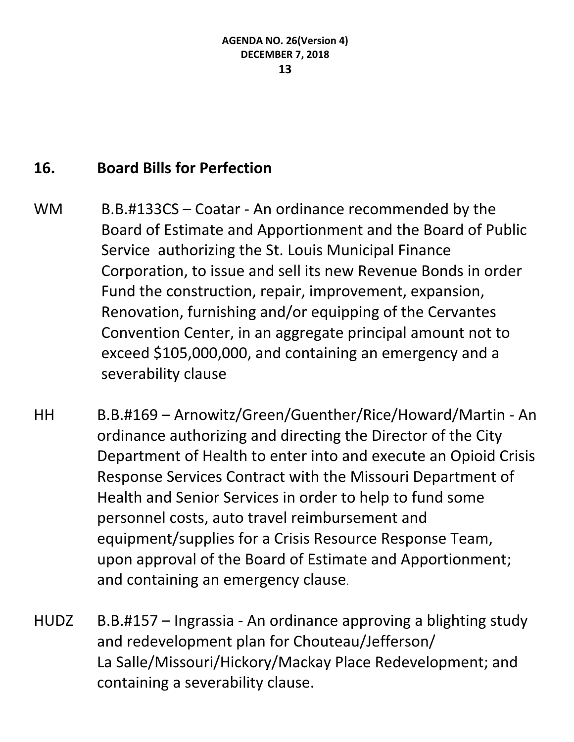## 16. Board Bills for Perfection

WM B.B.#133CS – Coatar - An ordinance recommended by the Board of Estimate and Apportionment and the Board of Public Service authorizing the St. Louis Municipal Finance Corporation, to issue and sell its new Revenue Bonds in order Fund the construction, repair, improvement, expansion, Renovation, furnishing and/or equipping of the Cervantes Convention Center, in an aggregate principal amount not to exceed $105,000,000, and containing an emergency and a severability clause

HH B.B.#169 – Arnowitz/Green/Guenther/Rice/Howard/Martin - An ordinance authorizing and directing the Director of the City Department of Health to enter into and execute an Opioid Crisis Response Services Contract with the Missouri Department of Health and Senior Services in order to help to fund some personnel costs, auto travel reimbursement and equipment/supplies for a Crisis Resource Response Team, upon approval of the Board of Estimate and Apportionment; and containing an emergency clause.

HUDZ B.B.#157 – Ingrassia - An ordinance approving a blighting study and redevelopment plan for Chouteau/Jefferson/ La Salle/Missouri/Hickory/Mackay Place Redevelopment; and containing a severability clause.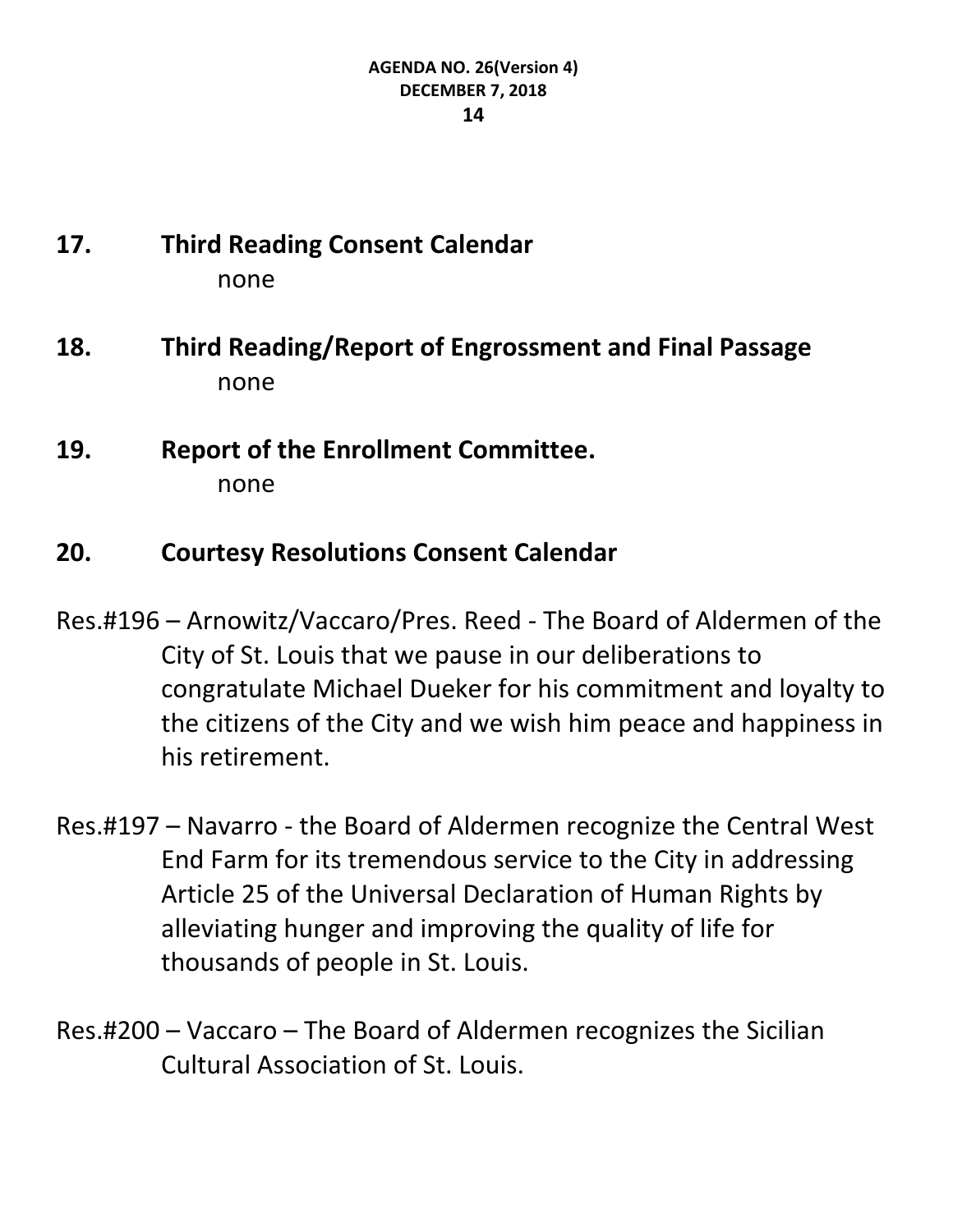## 17. Third Reading Consent Calendar

none

## 18. Third Reading/Report of Engrossment and Final Passage

none

## 19. Report of the Enrollment Committee.

none

## 20. Courtesy Resolutions Consent Calendar

Res.#196 – Arnowitz/Vaccaro/Pres. Reed - The Board of Aldermen of the City of St. Louis that we pause in our deliberations to congratulate Michael Dueker for his commitment and loyalty to the citizens of the City and we wish him peace and happiness in his retirement.

Res.#197 – Navarro - the Board of Aldermen recognize the Central West End Farm for its tremendous service to the City in addressing Article 25 of the Universal Declaration of Human Rights by alleviating hunger and improving the quality of life for thousands of people in St. Louis.

Res.#200 – Vaccaro – The Board of Aldermen recognizes the Sicilian Cultural Association of St. Louis.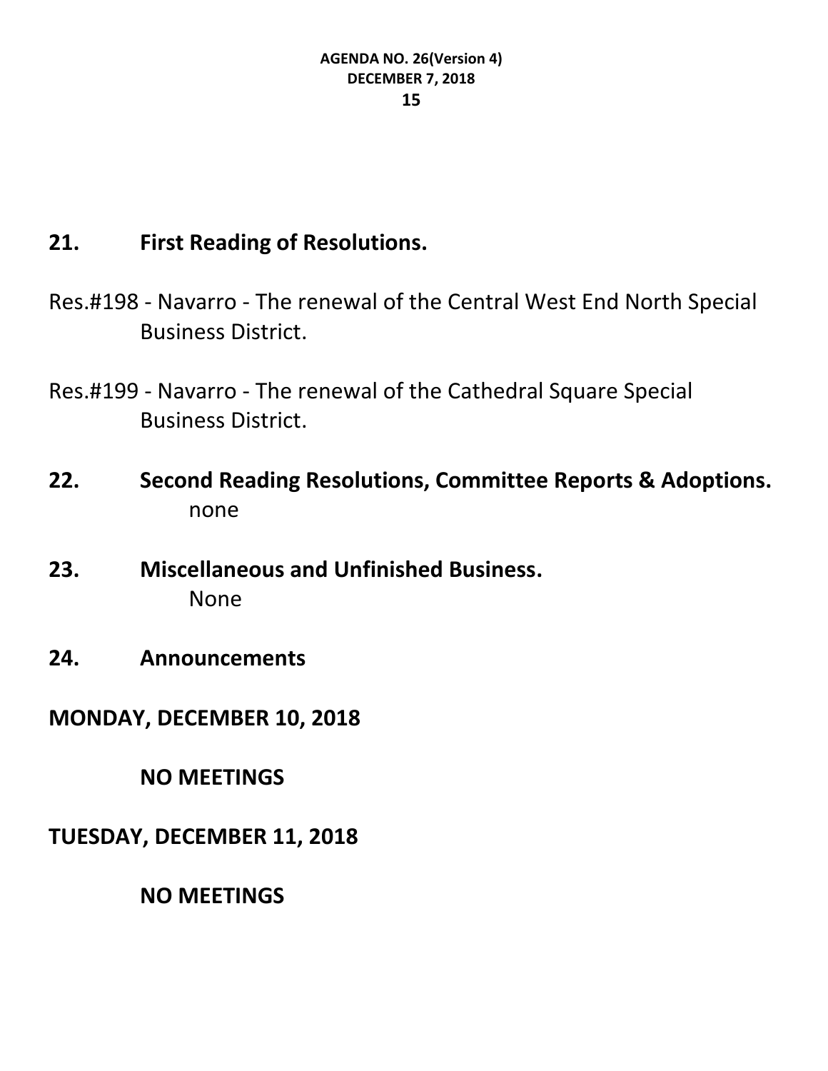## 21. First Reading of Resolutions.

Res.#198 - Navarro - The renewal of the Central West End North Special Business District.

Res.#199 - Navarro - The renewal of the Cathedral Square Special Business District.

## 22. Second Reading Resolutions, Committee Reports & Adoptions.

none

## 23. Miscellaneous and Unfinished Business.

None

## 24. Announcements

**MONDAY, DECEMBER 10, 2018**

**NO MEETINGS**

**TUESDAY, DECEMBER 11, 2018**

**NO MEETINGS**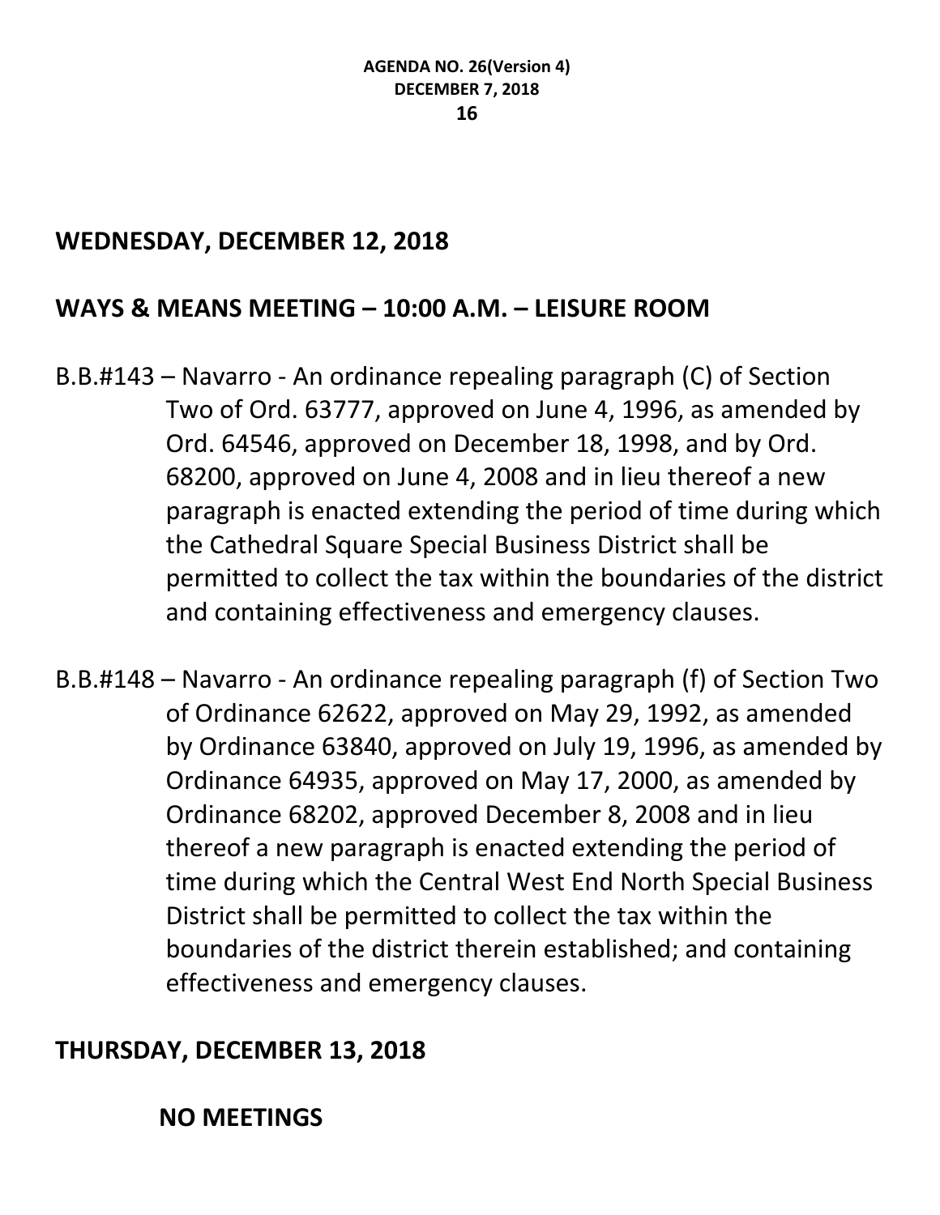## WEDNESDAY, DECEMBER 12, 2018

## WAYS & MEANS MEETING – 10:00 A.M. – LEISURE ROOM

B.B.#143 – Navarro - An ordinance repealing paragraph (C) of Section Two of Ord. 63777, approved on June 4, 1996, as amended by Ord. 64546, approved on December 18, 1998, and by Ord. 68200, approved on June 4, 2008 and in lieu thereof a new paragraph is enacted extending the period of time during which the Cathedral Square Special Business District shall be permitted to collect the tax within the boundaries of the district and containing effectiveness and emergency clauses.

B.B.#148 – Navarro - An ordinance repealing paragraph (f) of Section Two of Ordinance 62622, approved on May 29, 1992, as amended by Ordinance 63840, approved on July 19, 1996, as amended by Ordinance 64935, approved on May 17, 2000, as amended by Ordinance 68202, approved December 8, 2008 and in lieu thereof a new paragraph is enacted extending the period of time during which the Central West End North Special Business District shall be permitted to collect the tax within the boundaries of the district therein established; and containing effectiveness and emergency clauses.

## THURSDAY, DECEMBER 13, 2018

**NO MEETINGS**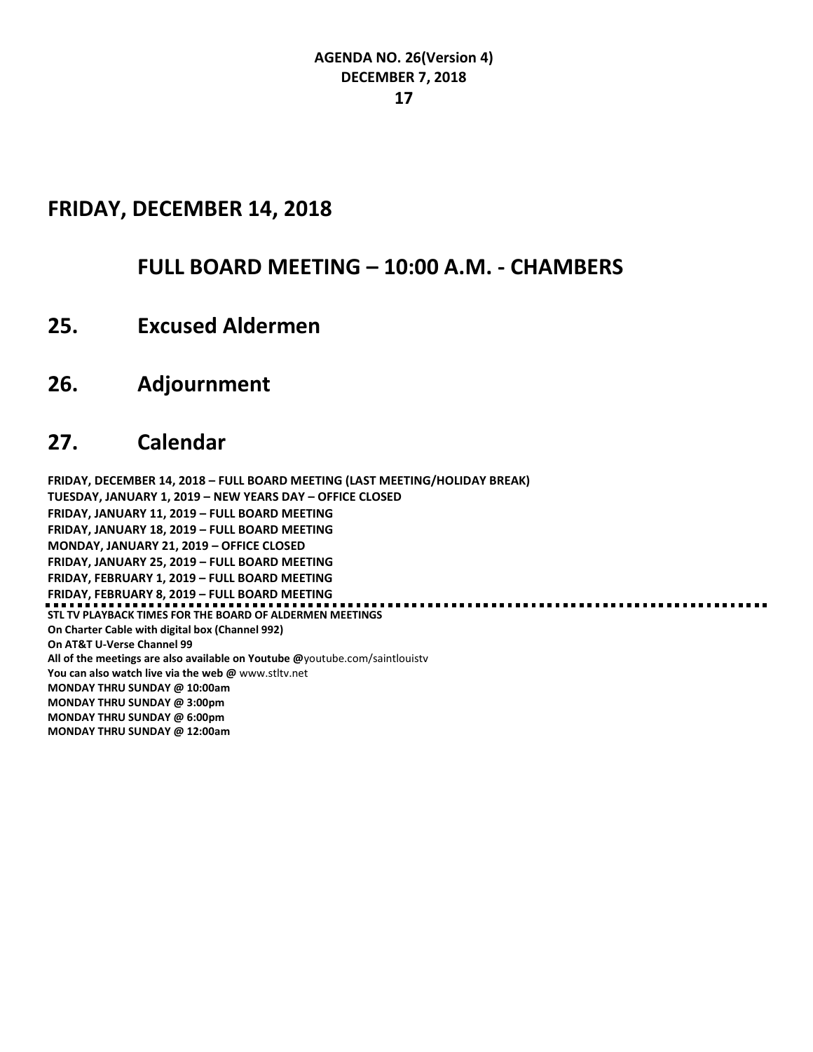# FRIDAY, DECEMBER 14, 2018

## FULL BOARD MEETING – 10:00 A.M. - CHAMBERS

## 25. Excused Aldermen

## 26. Adjournment

## 27. Calendar

**FRIDAY, DECEMBER 14, 2018 – FULL BOARD MEETING (LAST MEETING/HOLIDAY BREAK)**
**TUESDAY, JANUARY 1, 2019 – NEW YEARS DAY – OFFICE CLOSED**
**FRIDAY, JANUARY 11, 2019 – FULL BOARD MEETING**
**FRIDAY, JANUARY 18, 2019 – FULL BOARD MEETING**
**MONDAY, JANUARY 21, 2019 – OFFICE CLOSED**
**FRIDAY, JANUARY 25, 2019 – FULL BOARD MEETING**
**FRIDAY, FEBRUARY 1, 2019 – FULL BOARD MEETING**
**FRIDAY, FEBRUARY 8, 2019 – FULL BOARD MEETING**

---

**STL TV PLAYBACK TIMES FOR THE BOARD OF ALDERMEN MEETINGS**
**On Charter Cable with digital box (Channel 992)**
**On AT&T U-Verse Channel 99**
**All of the meetings are also available on Youtube @**youtube.com/saintlouistv
**You can also watch live via the web @** www.stltv.net
**MONDAY THRU SUNDAY @ 10:00am**
**MONDAY THRU SUNDAY @ 3:00pm**
**MONDAY THRU SUNDAY @ 6:00pm**
**MONDAY THRU SUNDAY @ 12:00am**